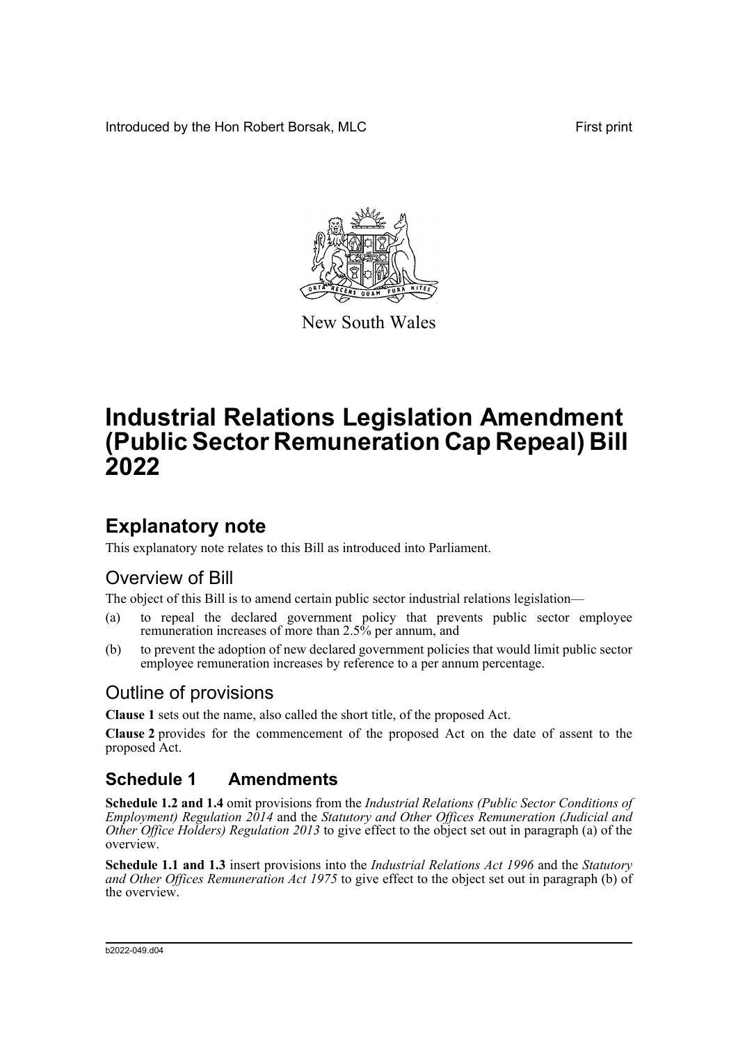Introduced by the Hon Robert Borsak, MLC

First print

New South Wales

# Industrial Relations Legislation Amendment (Public Sector Remuneration Cap Repeal) Bill 2022

## Explanatory note

This explanatory note relates to this Bill as introduced into Parliament.

### Overview of Bill

The object of this Bill is to amend certain public sector industrial relations legislation—

(a) to repeal the declared government policy that prevents public sector employee remuneration increases of more than 2.5% per annum, and

(b) to prevent the adoption of new declared government policies that would limit public sector employee remuneration increases by reference to a per annum percentage.

### Outline of provisions

**Clause 1** sets out the name, also called the short title, of the proposed Act.

**Clause 2** provides for the commencement of the proposed Act on the date of assent to the proposed Act.

## Schedule 1 Amendments

**Schedule 1.2 and 1.4** omit provisions from the *Industrial Relations (Public Sector Conditions of Employment) Regulation 2014* and the *Statutory and Other Offices Remuneration (Judicial and Other Office Holders) Regulation 2013* to give effect to the object set out in paragraph (a) of the overview.

**Schedule 1.1 and 1.3** insert provisions into the *Industrial Relations Act 1996* and the *Statutory and Other Offices Remuneration Act 1975* to give effect to the object set out in paragraph (b) of the overview.

b2022-049.d04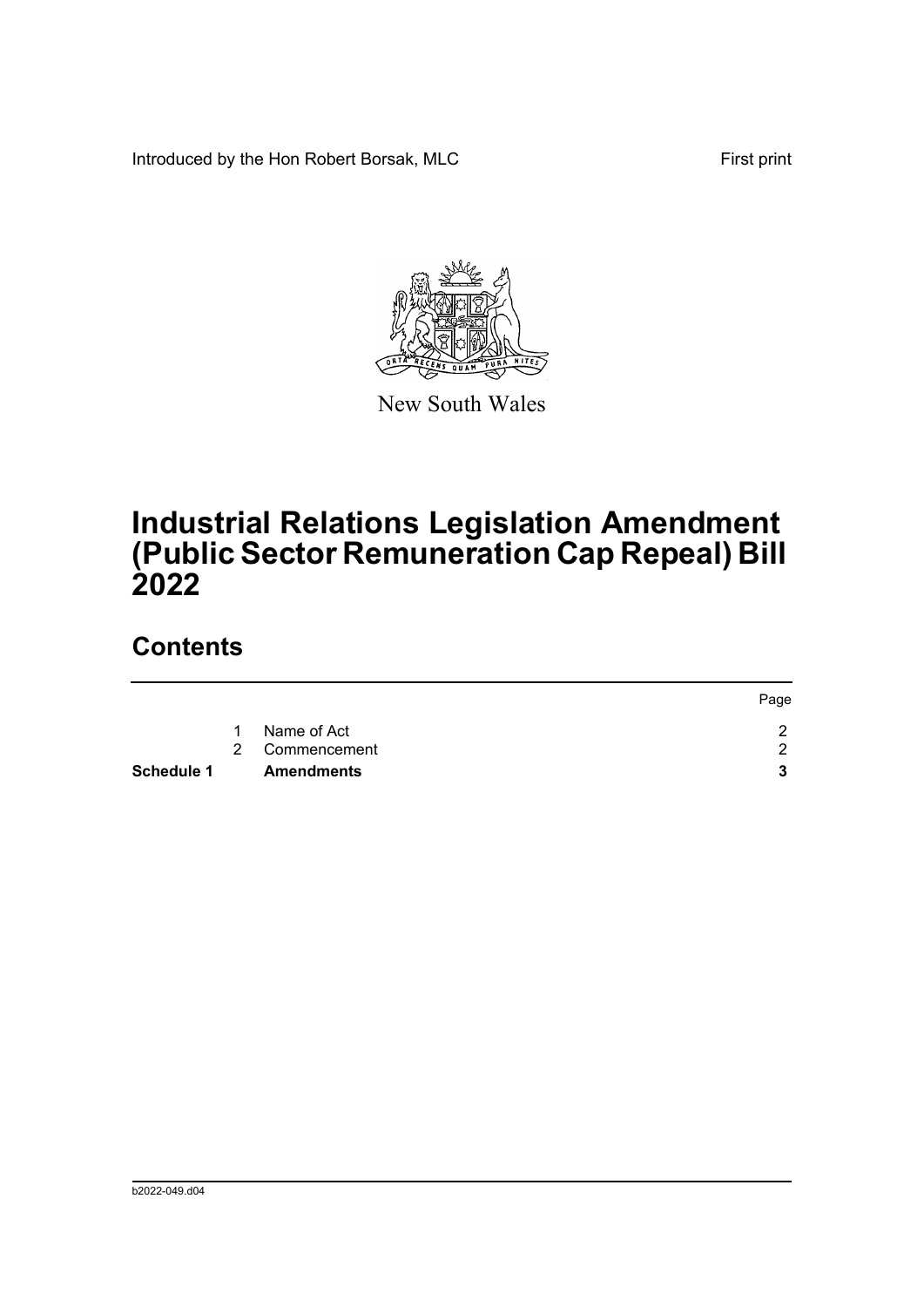Introduced by the Hon Robert Borsak, MLC First print

New South Wales

# Industrial Relations Legislation Amendment (Public Sector Remuneration Cap Repeal) Bill 2022

## Contents

| | | | Page |
|---|---|---|---|
| | 1 | Name of Act | 2 |
| | 2 | Commencement | 2 |
| **Schedule 1** | | **Amendments** | **3** |

b2022-049.d04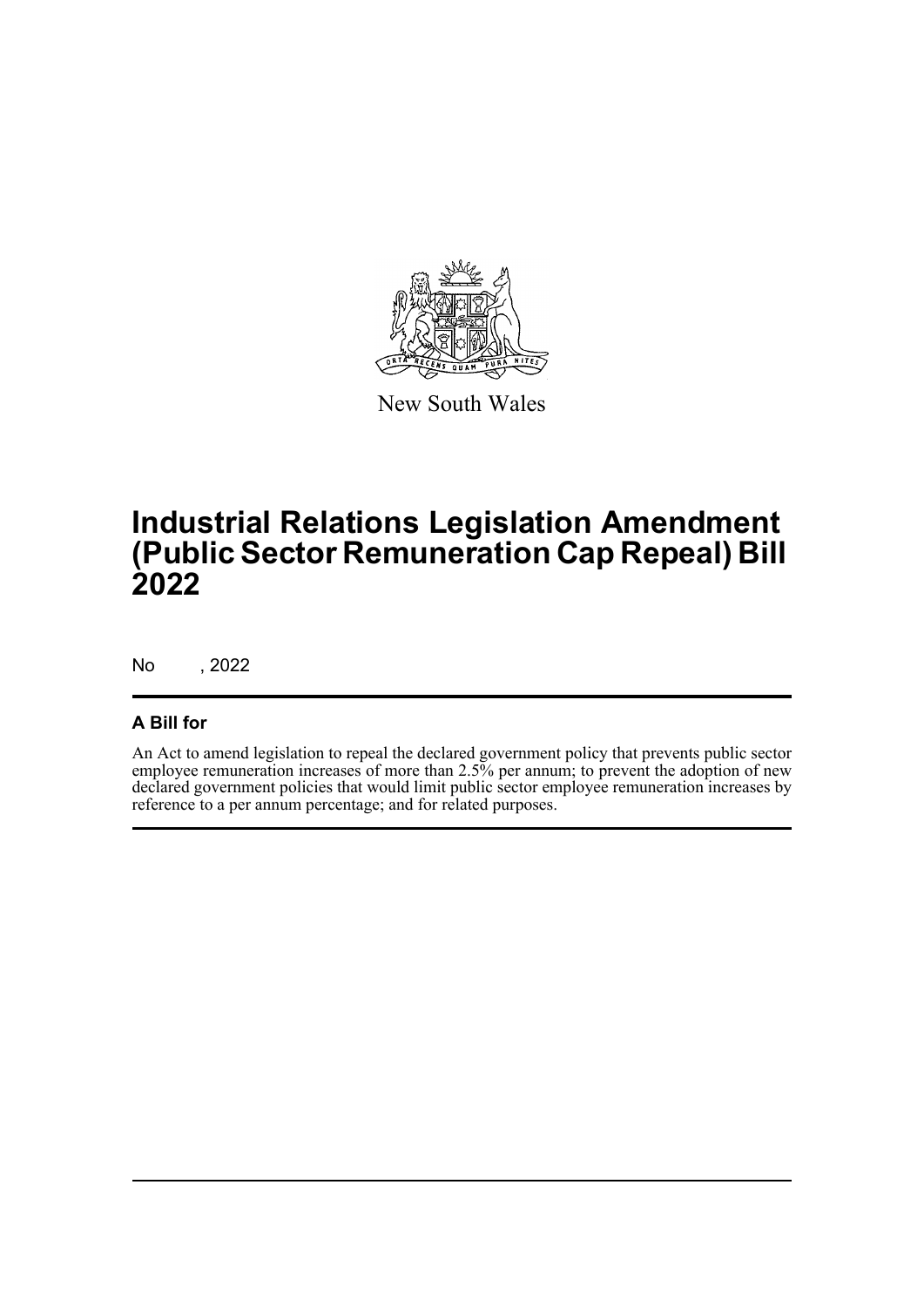New South Wales

# Industrial Relations Legislation Amendment (Public Sector Remuneration Cap Repeal) Bill 2022

No , 2022

## A Bill for

An Act to amend legislation to repeal the declared government policy that prevents public sector employee remuneration increases of more than 2.5% per annum; to prevent the adoption of new declared government policies that would limit public sector employee remuneration increases by reference to a per annum percentage; and for related purposes.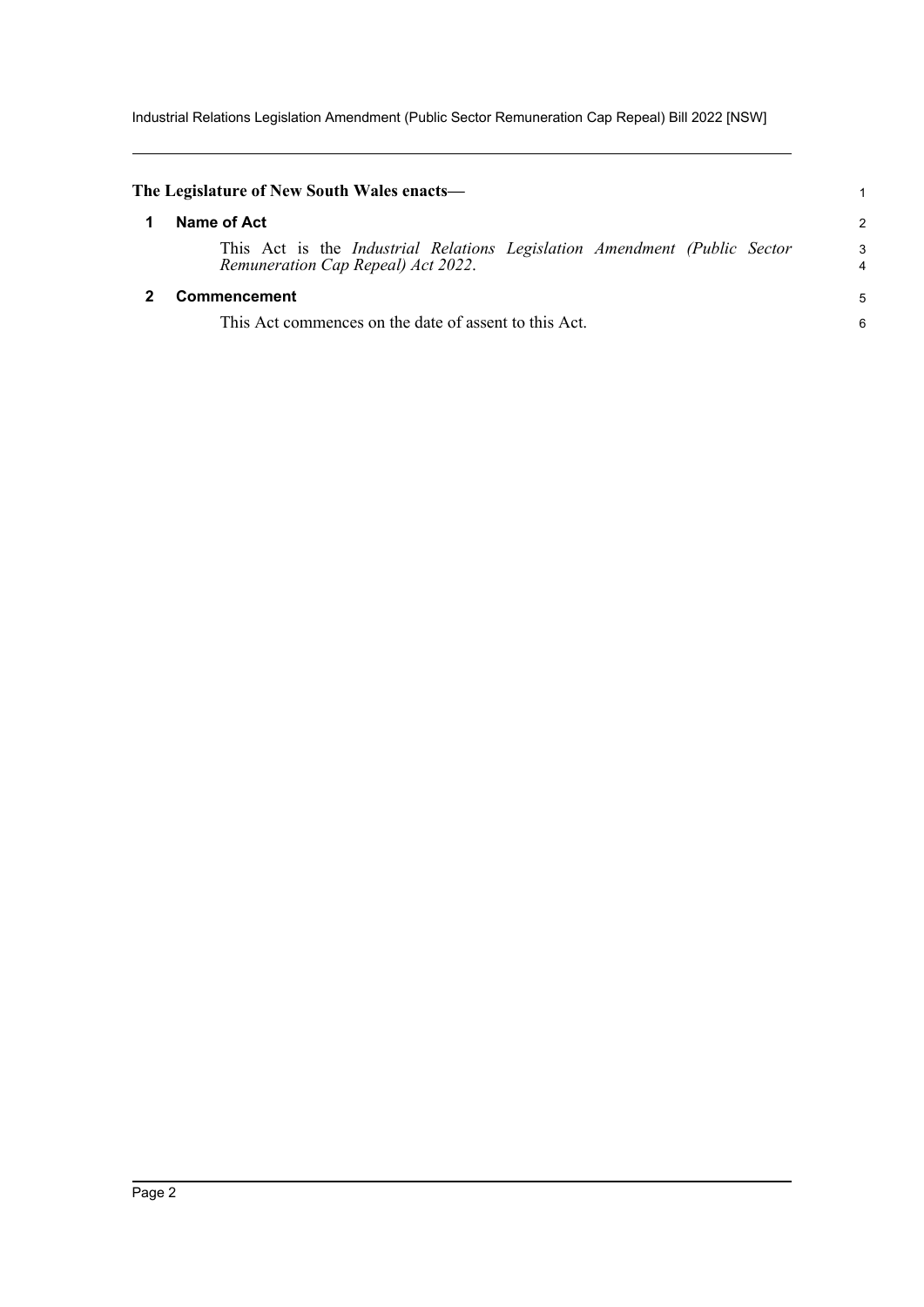**The Legislature of New South Wales enacts—**

## 1 Name of Act

This Act is the *Industrial Relations Legislation Amendment (Public Sector Remuneration Cap Repeal) Act 2022*.

## 2 Commencement

This Act commences on the date of assent to this Act.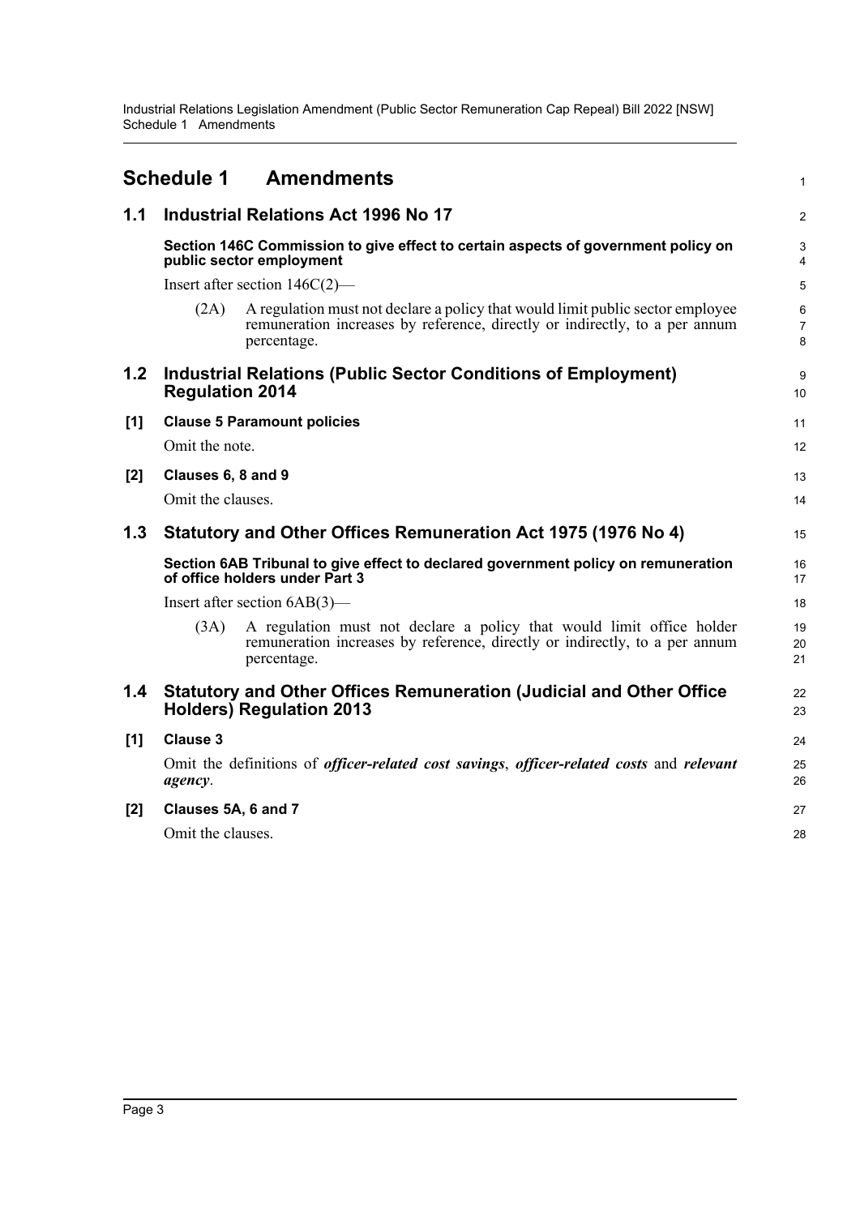# Schedule 1 Amendments

## 1.1 Industrial Relations Act 1996 No 17

**Section 146C Commission to give effect to certain aspects of government policy on public sector employment**

Insert after section 146C(2)—

(2A) A regulation must not declare a policy that would limit public sector employee remuneration increases by reference, directly or indirectly, to a per annum percentage.

## 1.2 Industrial Relations (Public Sector Conditions of Employment) Regulation 2014

**[1] Clause 5 Paramount policies**

Omit the note.

**[2] Clauses 6, 8 and 9**

Omit the clauses.

## 1.3 Statutory and Other Offices Remuneration Act 1975 (1976 No 4)

**Section 6AB Tribunal to give effect to declared government policy on remuneration of office holders under Part 3**

Insert after section 6AB(3)—

(3A) A regulation must not declare a policy that would limit office holder remuneration increases by reference, directly or indirectly, to a per annum percentage.

## 1.4 Statutory and Other Offices Remuneration (Judicial and Other Office Holders) Regulation 2013

**[1] Clause 3**

Omit the definitions of ***officer-related cost savings***, ***officer-related costs*** and ***relevant agency***.

**[2] Clauses 5A, 6 and 7**

Omit the clauses.